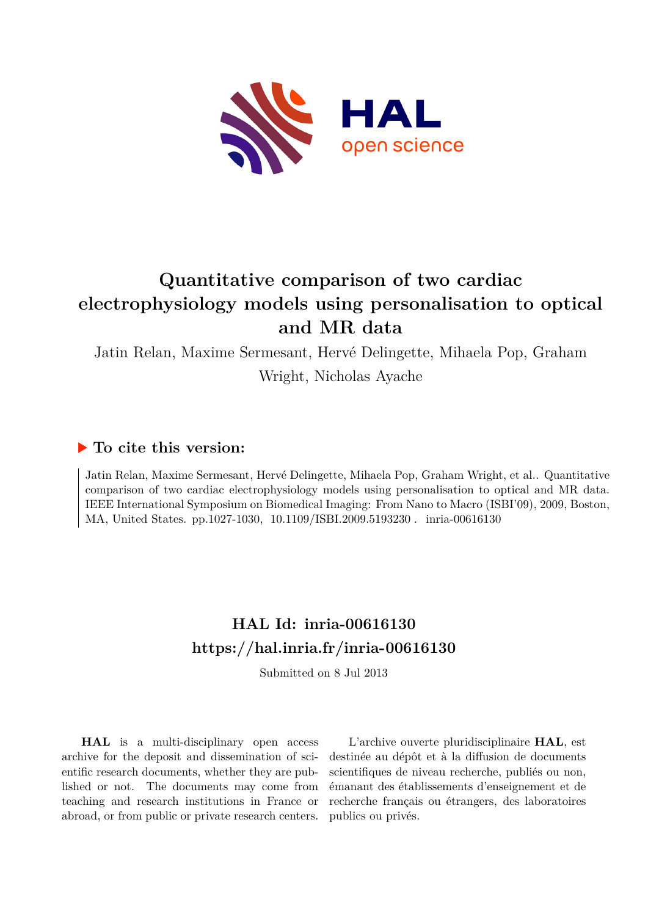# Quantitative comparison of two cardiac electrophysiology models using personalisation to optical and MR data

Jatin Relan, Maxime Sermesant, Hervé Delingette, Mihaela Pop, Graham Wright, Nicholas Ayache

## ▶ To cite this version:

Jatin Relan, Maxime Sermesant, Hervé Delingette, Mihaela Pop, Graham Wright, et al.. Quantitative comparison of two cardiac electrophysiology models using personalisation to optical and MR data. IEEE International Symposium on Biomedical Imaging: From Nano to Macro (ISBI'09), 2009, Boston, MA, United States. pp.1027-1030, 10.1109/ISBI.2009.5193230 . inria-00616130

## HAL Id: inria-00616130

## https://hal.inria.fr/inria-00616130

Submitted on 8 Jul 2013

**HAL** is a multi-disciplinary open access archive for the deposit and dissemination of scientific research documents, whether they are published or not. The documents may come from teaching and research institutions in France or abroad, or from public or private research centers.

L'archive ouverte pluridisciplinaire **HAL**, est destinée au dépôt et à la diffusion de documents scientifiques de niveau recherche, publiés ou non, émanant des établissements d'enseignement et de recherche français ou étrangers, des laboratoires publics ou privés.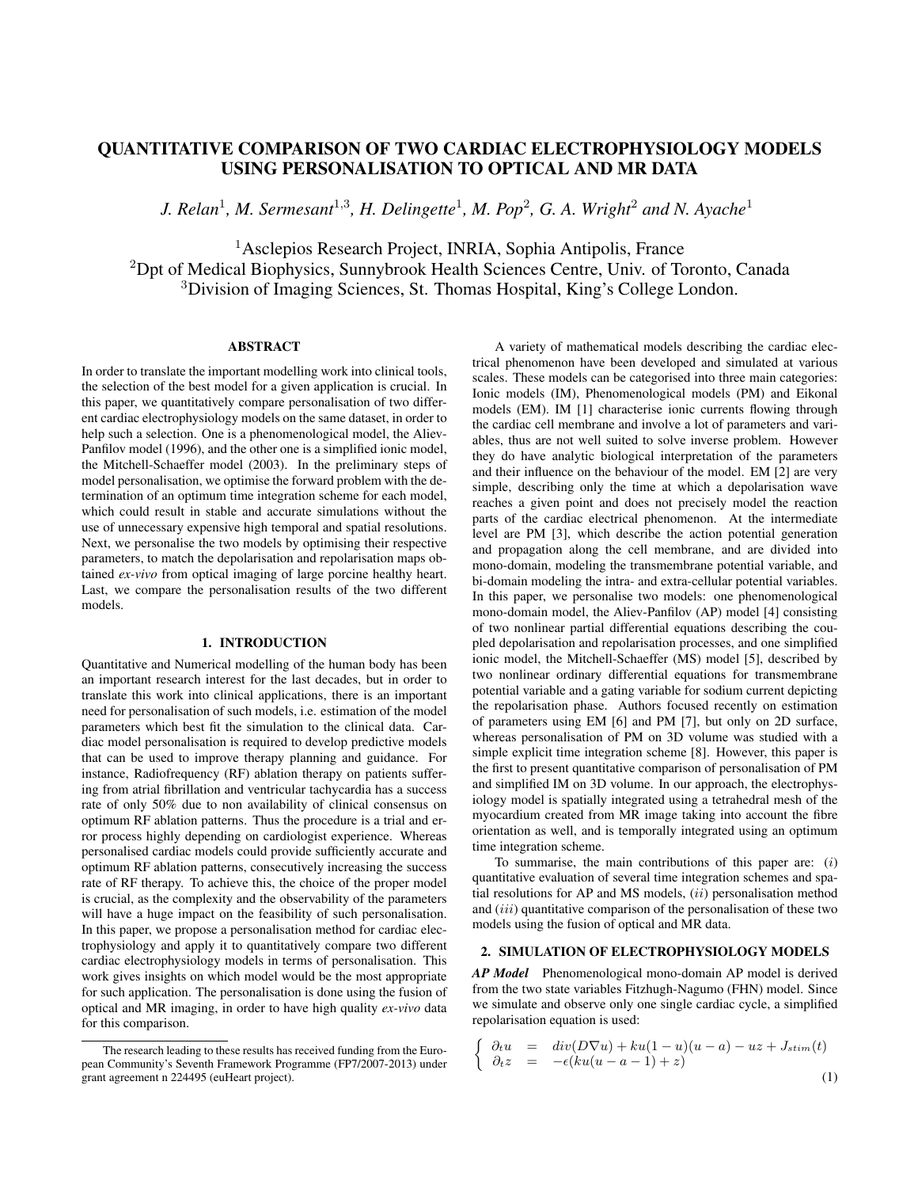# QUANTITATIVE COMPARISON OF TWO CARDIAC ELECTROPHYSIOLOGY MODELS USING PERSONALISATION TO OPTICAL AND MR DATA

*J. Relan[1], M. Sermesant[1,3], H. Delingette[1], M. Pop[2], G. A. Wright[2] and N. Ayache[1]*

[1]Asclepios Research Project, INRIA, Sophia Antipolis, France
[2]Dpt of Medical Biophysics, Sunnybrook Health Sciences Centre, Univ. of Toronto, Canada
[3]Division of Imaging Sciences, St. Thomas Hospital, King's College London.

## ABSTRACT

In order to translate the important modelling work into clinical tools, the selection of the best model for a given application is crucial. In this paper, we quantitatively compare personalisation of two different cardiac electrophysiology models on the same dataset, in order to help such a selection. One is a phenomenological model, the Aliev-Panfilov model (1996), and the other one is a simplified ionic model, the Mitchell-Schaeffer model (2003). In the preliminary steps of model personalisation, we optimise the forward problem with the determination of an optimum time integration scheme for each model, which could result in stable and accurate simulations without the use of unnecessary expensive high temporal and spatial resolutions. Next, we personalise the two models by optimising their respective parameters, to match the depolarisation and repolarisation maps obtained *ex-vivo* from optical imaging of large porcine healthy heart. Last, we compare the personalisation results of the two different models.

## 1. INTRODUCTION

Quantitative and Numerical modelling of the human body has been an important research interest for the last decades, but in order to translate this work into clinical applications, there is an important need for personalisation of such models, i.e. estimation of the model parameters which best fit the simulation to the clinical data. Cardiac model personalisation is required to develop predictive models that can be used to improve therapy planning and guidance. For instance, Radiofrequency (RF) ablation therapy on patients suffering from atrial fibrillation and ventricular tachycardia has a success rate of only 50% due to non availability of clinical consensus on optimum RF ablation patterns. Thus the procedure is a trial and error process highly depending on cardiologist experience. Whereas personalised cardiac models could provide sufficiently accurate and optimum RF ablation patterns, consecutively increasing the success rate of RF therapy. To achieve this, the choice of the proper model is crucial, as the complexity and the observability of the parameters will have a huge impact on the feasibility of such personalisation. In this paper, we propose a personalisation method for cardiac electrophysiology and apply it to quantitatively compare two different cardiac electrophysiology models in terms of personalisation. This work gives insights on which model would be the most appropriate for such application. The personalisation is done using the fusion of optical and MR imaging, in order to have high quality *ex-vivo* data for this comparison.

A variety of mathematical models describing the cardiac electrical phenomenon have been developed and simulated at various scales. These models can be categorised into three main categories: Ionic models (IM), Phenomenological models (PM) and Eikonal models (EM). IM [1] characterise ionic currents flowing through the cardiac cell membrane and involve a lot of parameters and variables, thus are not well suited to solve inverse problem. However they do have analytic biological interpretation of the parameters and their influence on the behaviour of the model. EM [2] are very simple, describing only the time at which a depolarisation wave reaches a given point and does not precisely model the reaction parts of the cardiac electrical phenomenon. At the intermediate level are PM [3], which describe the action potential generation and propagation along the cell membrane, and are divided into mono-domain, modeling the transmembrane potential variable, and bi-domain modeling the intra- and extra-cellular potential variables. In this paper, we personalise two models: one phenomenological mono-domain model, the Aliev-Panfilov (AP) model [4] consisting of two nonlinear partial differential equations describing the coupled depolarisation and repolarisation processes, and one simplified ionic model, the Mitchell-Schaeffer (MS) model [5], described by two nonlinear ordinary differential equations for transmembrane potential variable and a gating variable for sodium current depicting the repolarisation phase. Authors focused recently on estimation of parameters using EM [6] and PM [7], but only on 2D surface, whereas personalisation of PM on 3D volume was studied with a simple explicit time integration scheme [8]. However, this paper is the first to present quantitative comparison of personalisation of PM and simplified IM on 3D volume. In our approach, the electrophysiology model is spatially integrated using a tetrahedral mesh of the myocardium created from MR image taking into account the fibre orientation as well, and is temporally integrated using an optimum time integration scheme.

To summarise, the main contributions of this paper are: $(i)$ quantitative evaluation of several time integration schemes and spatial resolutions for AP and MS models, $(ii)$ personalisation method and $(iii)$ quantitative comparison of the personalisation of these two models using the fusion of optical and MR data.

## 2. SIMULATION OF ELECTROPHYSIOLOGY MODELS

***AP Model*** Phenomenological mono-domain AP model is derived from the two state variables Fitzhugh-Nagumo (FHN) model. Since we simulate and observe only one single cardiac cycle, a simplified repolarisation equation is used:

$$\left\{ \begin{array}{lcl} \partial_t u & = & div(D\nabla u) + ku(1-u)(u-a) - uz + J_{stim}(t) \\ \partial_t z & = & -\epsilon(ku(u-a-1)+z) \end{array} \right. \tag{1}$$

The research leading to these results has received funding from the European Community's Seventh Framework Programme (FP7/2007-2013) under grant agreement n 224495 (euHeart project).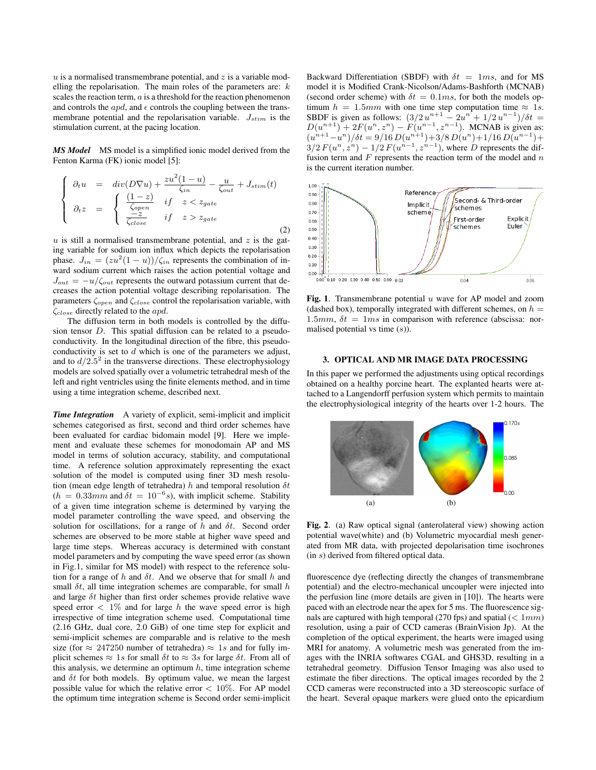$u$ is a normalised transmembrane potential, and $z$ is a variable modelling the repolarisation. The main roles of the parameters are: $k$ scales the reaction term, $a$ is a threshold for the reaction phenomenon and controls the $apd$, and $\epsilon$ controls the coupling between the transmembrane potential and the repolarisation variable. $J_{stim}$ is the stimulation current, at the pacing location.

***MS Model*** MS model is a simplified ionic model derived from the Fenton Karma (FK) ionic model [5]:

$$\begin{cases} \partial_t u = div(D\nabla u) + \dfrac{zu^2(1-u)}{\zeta_{in}} - \dfrac{u}{\zeta_{out}} + J_{stim}(t) \\ \partial_t z = \begin{cases} \dfrac{(1-z)}{\zeta_{open}} & if \quad z < z_{gate} \\ \dfrac{-z}{\zeta_{close}} & if \quad z > z_{gate} \end{cases} \end{cases} \quad (2)$$

$u$ is still a normalised transmembrane potential, and $z$ is the gating variable for sodium ion influx which depicts the repolarisation phase. $J_{in} = (zu^2(1-u))/\zeta_{in}$ represents the combination of inward sodium current which raises the action potential voltage and $J_{out} = -u/\zeta_{out}$ represents the outward potassium current that decreases the action potential voltage describing repolarisation. The parameters $\zeta_{open}$ and $\zeta_{close}$ control the repolarisation variable, with $\zeta_{close}$ directly related to the $apd$.

The diffusion term in both models is controlled by the diffusion tensor $D$. This spatial diffusion can be related to a pseudo-conductivity. In the longitudinal direction of the fibre, this pseudo-conductivity is set to $d$ which is one of the parameters we adjust, and to $d/2.5^2$ in the transverse directions. These electrophysiology models are solved spatially over a volumetric tetrahedral mesh of the left and right ventricles using the finite elements method, and in time using a time integration scheme, described next.

***Time Integration*** A variety of explicit, semi-implicit and implicit schemes categorised as first, second and third order schemes have been evaluated for cardiac bidomain model [9]. Here we implement and evaluate these schemes for monodomain AP and MS model in terms of solution accuracy, stability, and computational time. A reference solution approximately representing the exact solution of the model is computed using finer 3D mesh resolution (mean edge length of tetrahedra) $h$ and temporal resolution $\delta t$ ($h = 0.33mm$ and $\delta t = 10^{-6}s$), with implicit scheme. Stability of a given time integration scheme is determined by varying the model parameter controlling the wave speed, and observing the solution for oscillations, for a range of $h$ and $\delta t$. Second order schemes are observed to be more stable at higher wave speed and large time steps. Whereas accuracy is determined with constant model parameters and by computing the wave speed error (as shown in Fig.1, similar for MS model) with respect to the reference solution for a range of $h$ and $\delta t$. And we observe that for small $h$ and small $\delta t$, all time integration schemes are comparable, for small $h$ and large $\delta t$ higher than first order schemes provide relative wave speed error $< 1\%$ and for large $h$ the wave speed error is high irrespective of time integration scheme used. Computational time (2.16 GHz, dual core, 2.0 GiB) of one time step for explicit and semi-implicit schemes are comparable and is relative to the mesh size (for $\approx 247250$ number of tetrahedra) $\approx 1s$ and for fully implicit schemes $\approx 1s$ for small $\delta t$ to $\approx 3s$ for large $\delta t$. From all of this analysis, we determine an optimum $h$, time integration scheme and $\delta t$ for both models. By optimum value, we mean the largest possible value for which the relative error $< 10\%$. For AP model the optimum time integration scheme is Second order semi-implicit Backward Differentiation (SBDF) with $\delta t = 1ms$, and for MS model it is Modified Crank-Nicolson/Adams-Bashforth (MCNAB) (second order scheme) with $\delta t = 0.1ms$, for both the models optimum $h = 1.5mm$ with one time step computation time $\approx 1s$. SBDF is given as follows: $(3/2\, u^{n+1} - 2u^n + 1/2\, u^{n-1})/\delta t = D(u^{n+1}) + 2F(u^n, z^n) - F(u^{n-1}, z^{n-1})$. MCNAB is given as: $(u^{n+1} - u^n)/\delta t = 9/16\, D(u^{n+1}) + 3/8\, D(u^n) + 1/16\, D(u^{n-1}) + 3/2\, F(u^n, z^n) - 1/2\, F(u^{n-1}, z^{n-1})$, where $D$ represents the diffusion term and $F$ represents the reaction term of the model and $n$ is the current iteration number.

**Fig. 1**. Transmembrane potential $u$ wave for AP model and zoom (dashed box), temporally integrated with different schemes, on $h = 1.5mm$, $\delta t = 1ms$ in comparison with reference (abscissa: normalised potential vs time ($s$)).

## 3. OPTICAL AND MR IMAGE DATA PROCESSING

In this paper we performed the adjustments using optical recordings obtained on a healthy porcine heart. The explanted hearts were attached to a Langendorff perfusion system which permits to maintain the electrophysiological integrity of the hearts over 1-2 hours. The fluorescence dye (reflecting directly the changes of transmembrane potential) and the electro-mechanical uncoupler were injected into the perfusion line (more details are given in [10]). The hearts were paced with an electrode near the apex for 5 ms. The fluorescence signals are captured with high temporal (270 fps) and spatial ($< 1mm$) resolution, using a pair of CCD cameras (BrainVision Jp). At the completion of the optical experiment, the hearts were imaged using MRI for anatomy. A volumetric mesh was generated from the images with the INRIA softwares CGAL and GHS3D, resulting in a tetrahedral geometry. Diffusion Tensor Imaging was also used to estimate the fiber directions. The optical images recorded by the 2 CCD cameras were reconstructed into a 3D stereoscopic surface of the heart. Several opaque markers were glued onto the epicardium

**Fig. 2**. (a) Raw optical signal (anterolateral view) showing action potential wave(white) and (b) Volumetric myocardial mesh generated from MR data, with projected depolarisation time isochrones (in $s$) derived from filtered optical data.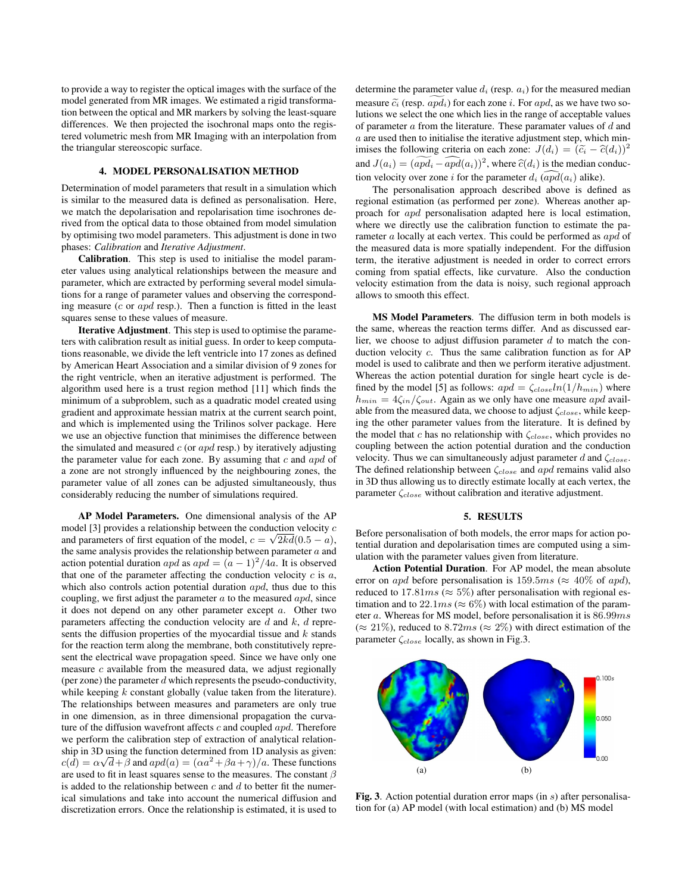to provide a way to register the optical images with the surface of the model generated from MR images. We estimated a rigid transformation between the optical and MR markers by solving the least-square differences. We then projected the isochronal maps onto the registered volumetric mesh from MR Imaging with an interpolation from the triangular stereoscopic surface.

## 4. MODEL PERSONALISATION METHOD

Determination of model parameters that result in a simulation which is similar to the measured data is defined as personalisation. Here, we match the depolarisation and repolarisation time isochrones derived from the optical data to those obtained from model simulation by optimising two model parameters. This adjustment is done in two phases: *Calibration* and *Iterative Adjustment*.

**Calibration**. This step is used to initialise the model parameter values using analytical relationships between the measure and parameter, which are extracted by performing several model simulations for a range of parameter values and observing the corresponding measure ($c$ or $apd$ resp.). Then a function is fitted in the least squares sense to these values of measure.

**Iterative Adjustment**. This step is used to optimise the parameters with calibration result as initial guess. In order to keep computations reasonable, we divide the left ventricle into 17 zones as defined by American Heart Association and a similar division of 9 zones for the right ventricle, when an iterative adjustment is performed. The algorithm used here is a trust region method [11] which finds the minimum of a subproblem, such as a quadratic model created using gradient and approximate hessian matrix at the current search point, and which is implemented using the Trilinos solver package. Here we use an objective function that minimises the difference between the simulated and measured $c$ (or $apd$ resp.) by iteratively adjusting the parameter value for each zone. By assuming that $c$ and $apd$ of a zone are not strongly influenced by the neighbouring zones, the parameter value of all zones can be adjusted simultaneously, thus considerably reducing the number of simulations required.

**AP Model Parameters.** One dimensional analysis of the AP model [3] provides a relationship between the conduction velocity $c$ and parameters of first equation of the model, $c = \sqrt{2kd}(0.5 - a)$, the same analysis provides the relationship between parameter $a$ and action potential duration $apd$ as $apd = (a - 1)^2/4a$. It is observed that one of the parameter affecting the conduction velocity $c$ is $a$, which also controls action potential duration $apd$, thus due to this coupling, we first adjust the parameter $a$ to the measured $apd$, since it does not depend on any other parameter except $a$. Other two parameters affecting the conduction velocity are $d$ and $k$, $d$ represents the diffusion properties of the myocardial tissue and $k$ stands for the reaction term along the membrane, both constitutively represent the electrical wave propagation speed. Since we have only one measure $c$ available from the measured data, we adjust regionally (per zone) the parameter $d$ which represents the pseudo-conductivity, while keeping $k$ constant globally (value taken from the literature). The relationships between measures and parameters are only true in one dimension, as in three dimensional propagation the curvature of the diffusion wavefront affects $c$ and coupled $apd$. Therefore we perform the calibration step of extraction of analytical relationship in 3D using the function determined from 1D analysis as given: $c(d) = \alpha\sqrt{d} + \beta$ and $apd(a) = (\alpha a^2 + \beta a + \gamma)/a$. These functions are used to fit in least squares sense to the measures. The constant $\beta$ is added to the relationship between $c$ and $d$ to better fit the numerical simulations and take into account the numerical diffusion and discretization errors. Once the relationship is estimated, it is used to determine the parameter value $d_i$ (resp. $a_i$) for the measured median measure $\widetilde{c}_i$ (resp. $\widetilde{apd}_i$) for each zone $i$. For $apd$, as we have two solutions we select the one which lies in the range of acceptable values of parameter $a$ from the literature. These paramater values of $d$ and $a$ are used then to initialise the iterative adjustment step, which minimises the following criteria on each zone: $J(d_i) = (\widetilde{c}_i - \widehat{c}(d_i))^2$ and $J(a_i) = (\widetilde{apd}_i - \widehat{apd}(a_i))^2$, where $\widehat{c}(d_i)$ is the median conduction velocity over zone $i$ for the parameter $d_i$ ($\widehat{apd}(a_i)$ alike).

The personalisation approach described above is defined as regional estimation (as performed per zone). Whereas another approach for $apd$ personalisation adapted here is local estimation, where we directly use the calibration function to estimate the parameter $a$ locally at each vertex. This could be performed as $apd$ of the measured data is more spatially independent. For the diffusion term, the iterative adjustment is needed in order to correct errors coming from spatial effects, like curvature. Also the conduction velocity estimation from the data is noisy, such regional approach allows to smooth this effect.

**MS Model Parameters**. The diffusion term in both models is the same, whereas the reaction terms differ. And as discussed earlier, we choose to adjust diffusion parameter $d$ to match the conduction velocity $c$. Thus the same calibration function as for AP model is used to calibrate and then we perform iterative adjustment. Whereas the action potential duration for single heart cycle is defined by the model [5] as follows: $apd = \zeta_{close} ln(1/h_{min})$ where $h_{min} = 4\zeta_{in}/\zeta_{out}$. Again as we only have one measure $apd$ available from the measured data, we choose to adjust $\zeta_{close}$, while keeping the other parameter values from the literature. It is defined by the model that $c$ has no relationship with $\zeta_{close}$, which provides no coupling between the action potential duration and the conduction velocity. Thus we can simultaneously adjust parameter $d$ and $\zeta_{close}$. The defined relationship between $\zeta_{close}$ and $apd$ remains valid also in 3D thus allowing us to directly estimate locally at each vertex, the parameter $\zeta_{close}$ without calibration and iterative adjustment.

## 5. RESULTS

Before personalisation of both models, the error maps for action potential duration and depolarisation times are computed using a simulation with the parameter values given from literature.

**Action Potential Duration**. For AP model, the mean absolute error on $apd$ before personalisation is $159.5ms$ ($\approx 40\%$ of $apd$), reduced to $17.81ms$ ($\approx 5\%$) after personalisation with regional estimation and to $22.1ms$ ($\approx 6\%$) with local estimation of the parameter $a$. Whereas for MS model, before personalisation it is $86.99ms$ ($\approx 21\%$), reduced to $8.72ms$ ($\approx 2\%$) with direct estimation of the parameter $\zeta_{close}$ locally, as shown in Fig.3.

(a) (b)

0.100s
0.050
0.00

**Fig. 3**. Action potential duration error maps (in $s$) after personalisation for (a) AP model (with local estimation) and (b) MS model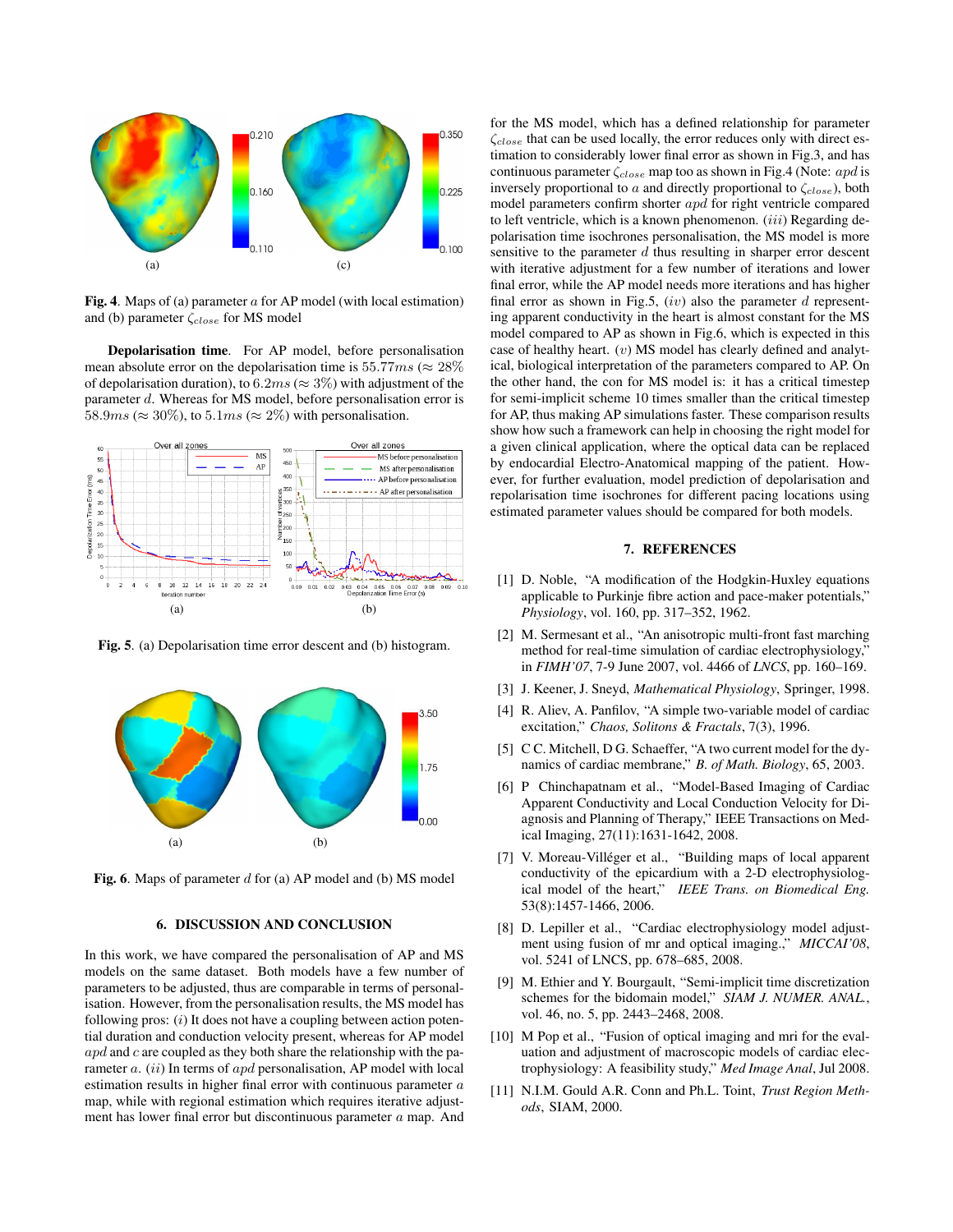0.210

0.160

0.110

(a)

0.350

0.225

0.100

(c)

**Fig. 4**. Maps of (a) parameter $a$ for AP model (with local estimation) and (b) parameter $\zeta_{close}$ for MS model

**Depolarisation time**. For AP model, before personalisation mean absolute error on the depolarisation time is $55.77ms$ ($\approx 28\%$ of depolarisation duration), to $6.2ms$ ($\approx 3\%$) with adjustment of the parameter $d$. Whereas for MS model, before personalisation error is $58.9ms$ ($\approx 30\%$), to $5.1ms$ ($\approx 2\%$) with personalisation.

Over all zones

MS
AP

Depolarization Time Error (ms)

60 55 50 45 40 35 30 25 20 15 10 5 0

0 2 4 6 8 10 12 14 16 18 20 22 24

iteration number

(a)

Over all zones

MS before personalisation
MS after personalisation
AP before personalisation
AP after personalisation

Number of vertices

500 450 400 350 300 250 200 150 100 50 0

0.00 0.01 0.02 0.03 0.04 0.05 0.06 0.07 0.08 0.09 0.10

Depolarization Time Error (s)

(b)

**Fig. 5**. (a) Depolarisation time error descent and (b) histogram.

3.50

1.75

0.00

(a)

(b)

**Fig. 6**. Maps of parameter $d$ for (a) AP model and (b) MS model

## 6. DISCUSSION AND CONCLUSION

In this work, we have compared the personalisation of AP and MS models on the same dataset. Both models have a few number of parameters to be adjusted, thus are comparable in terms of personalisation. However, from the personalisation results, the MS model has following pros: $(i)$ It does not have a coupling between action potential duration and conduction velocity present, whereas for AP model $apd$ and $c$ are coupled as they both share the relationship with the parameter $a$. $(ii)$ In terms of $apd$ personalisation, AP model with local estimation results in higher final error with continuous parameter $a$ map, while with regional estimation which requires iterative adjustment has lower final error but discontinuous parameter $a$ map. And for the MS model, which has a defined relationship for parameter $\zeta_{close}$ that can be used locally, the error reduces only with direct estimation to considerably lower final error as shown in Fig.3, and has continuous parameter $\zeta_{close}$ map too as shown in Fig.4 (Note: $apd$ is inversely proportional to $a$ and directly proportional to $\zeta_{close}$), both model parameters confirm shorter $apd$ for right ventricle compared to left ventricle, which is a known phenomenon. $(iii)$ Regarding depolarisation time isochrones personalisation, the MS model is more sensitive to the parameter $d$ thus resulting in sharper error descent with iterative adjustment for a few number of iterations and lower final error, while the AP model needs more iterations and has higher final error as shown in Fig.5, $(iv)$ also the parameter $d$ representing apparent conductivity in the heart is almost constant for the MS model compared to AP as shown in Fig.6, which is expected in this case of healthy heart. $(v)$ MS model has clearly defined and analytical, biological interpretation of the parameters compared to AP. On the other hand, the con for MS model is: it has a critical timestep for semi-implicit scheme 10 times smaller than the critical timestep for AP, thus making AP simulations faster. These comparison results show how such a framework can help in choosing the right model for a given clinical application, where the optical data can be replaced by endocardial Electro-Anatomical mapping of the patient. However, for further evaluation, model prediction of depolarisation and repolarisation time isochrones for different pacing locations using estimated parameter values should be compared for both models.

## 7. REFERENCES

[1] D. Noble, "A modification of the Hodgkin-Huxley equations applicable to Purkinje fibre action and pace-maker potentials," *Physiology*, vol. 160, pp. 317–352, 1962.

[2] M. Sermesant et al., "An anisotropic multi-front fast marching method for real-time simulation of cardiac electrophysiology," in *FIMH'07*, 7-9 June 2007, vol. 4466 of *LNCS*, pp. 160–169.

[3] J. Keener, J. Sneyd, *Mathematical Physiology*, Springer, 1998.

[4] R. Aliev, A. Panfilov, "A simple two-variable model of cardiac excitation," *Chaos, Solitons & Fractals*, 7(3), 1996.

[5] C C. Mitchell, D G. Schaeffer, "A two current model for the dynamics of cardiac membrane," *B. of Math. Biology*, 65, 2003.

[6] P Chinchapatnam et al., "Model-Based Imaging of Cardiac Apparent Conductivity and Local Conduction Velocity for Diagnosis and Planning of Therapy," IEEE Transactions on Medical Imaging, 27(11):1631-1642, 2008.

[7] V. Moreau-Villéger et al., "Building maps of local apparent conductivity of the epicardium with a 2-D electrophysiological model of the heart," *IEEE Trans. on Biomedical Eng.* 53(8):1457-1466, 2006.

[8] D. Lepiller et al., "Cardiac electrophysiology model adjustment using fusion of mr and optical imaging.," *MICCAI'08*, vol. 5241 of LNCS, pp. 678–685, 2008.

[9] M. Ethier and Y. Bourgault, "Semi-implicit time discretization schemes for the bidomain model," *SIAM J. NUMER. ANAL.*, vol. 46, no. 5, pp. 2443–2468, 2008.

[10] M Pop et al., "Fusion of optical imaging and mri for the evaluation and adjustment of macroscopic models of cardiac electrophysiology: A feasibility study," *Med Image Anal*, Jul 2008.

[11] N.I.M. Gould A.R. Conn and Ph.L. Toint, *Trust Region Methods*, SIAM, 2000.